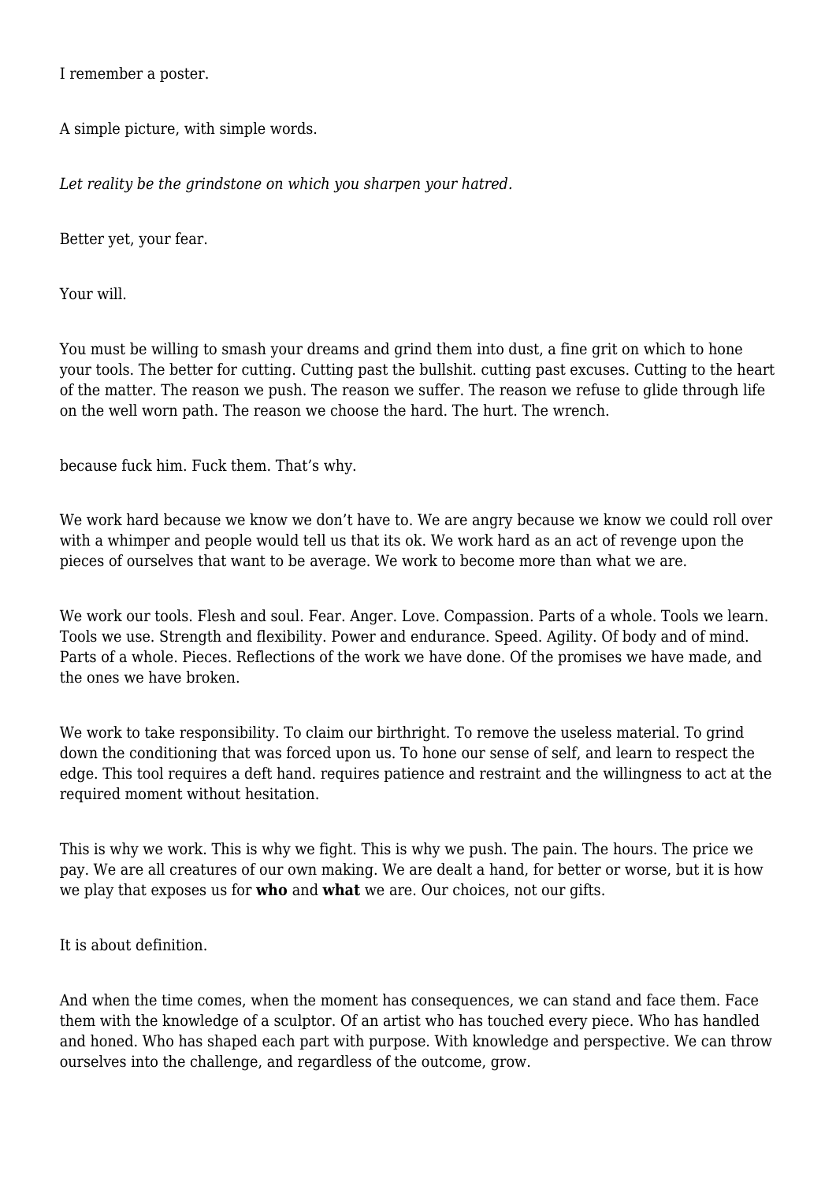I remember a poster.

A simple picture, with simple words.

*Let reality be the grindstone on which you sharpen your hatred.*

Better yet, your fear.

Your will.

You must be willing to smash your dreams and grind them into dust, a fine grit on which to hone your tools. The better for cutting. Cutting past the bullshit. cutting past excuses. Cutting to the heart of the matter. The reason we push. The reason we suffer. The reason we refuse to glide through life on the well worn path. The reason we choose the hard. The hurt. The wrench.

because fuck him. Fuck them. That's why.

We work hard because we know we don't have to. We are angry because we know we could roll over with a whimper and people would tell us that its ok. We work hard as an act of revenge upon the pieces of ourselves that want to be average. We work to become more than what we are.

We work our tools. Flesh and soul. Fear. Anger. Love. Compassion. Parts of a whole. Tools we learn. Tools we use. Strength and flexibility. Power and endurance. Speed. Agility. Of body and of mind. Parts of a whole. Pieces. Reflections of the work we have done. Of the promises we have made, and the ones we have broken.

We work to take responsibility. To claim our birthright. To remove the useless material. To grind down the conditioning that was forced upon us. To hone our sense of self, and learn to respect the edge. This tool requires a deft hand. requires patience and restraint and the willingness to act at the required moment without hesitation.

This is why we work. This is why we fight. This is why we push. The pain. The hours. The price we pay. We are all creatures of our own making. We are dealt a hand, for better or worse, but it is how we play that exposes us for **who** and **what** we are. Our choices, not our gifts.

It is about definition.

And when the time comes, when the moment has consequences, we can stand and face them. Face them with the knowledge of a sculptor. Of an artist who has touched every piece. Who has handled and honed. Who has shaped each part with purpose. With knowledge and perspective. We can throw ourselves into the challenge, and regardless of the outcome, grow.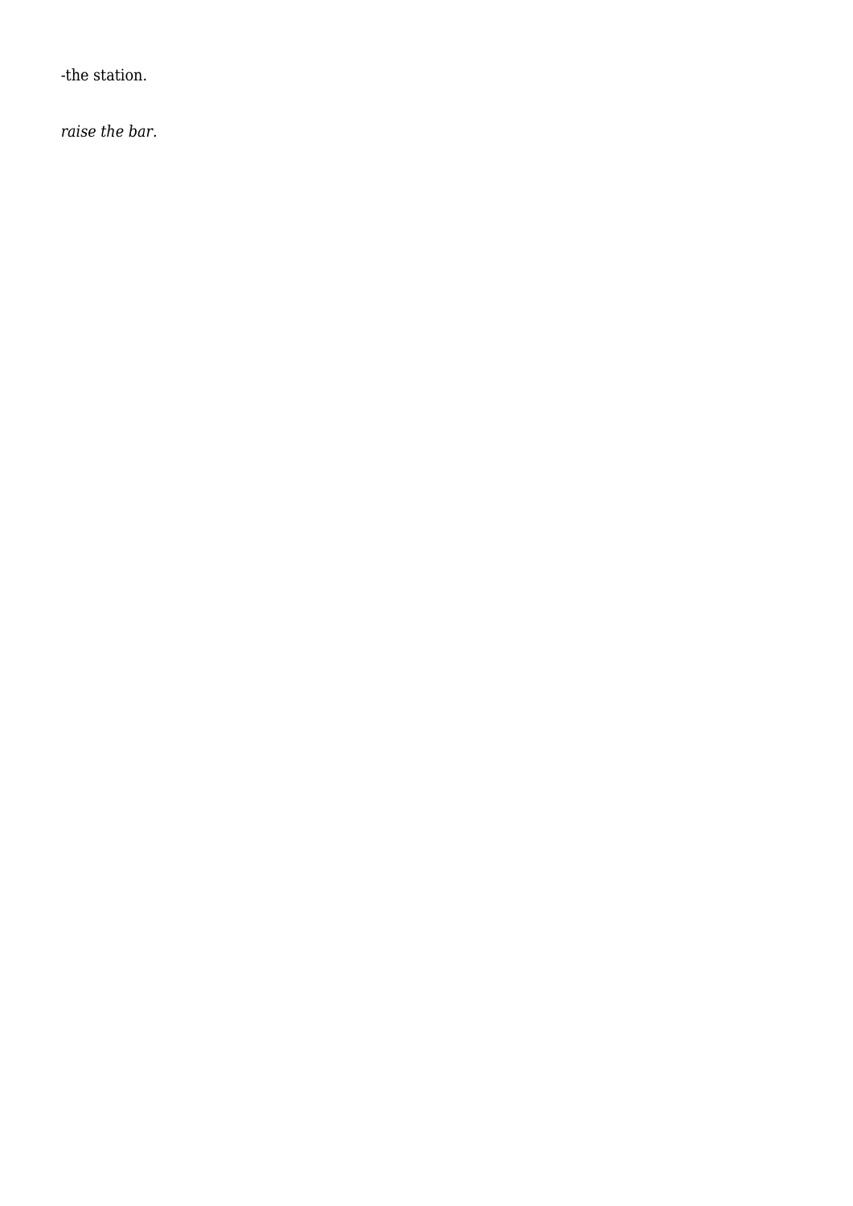-the station.

*raise the bar.*